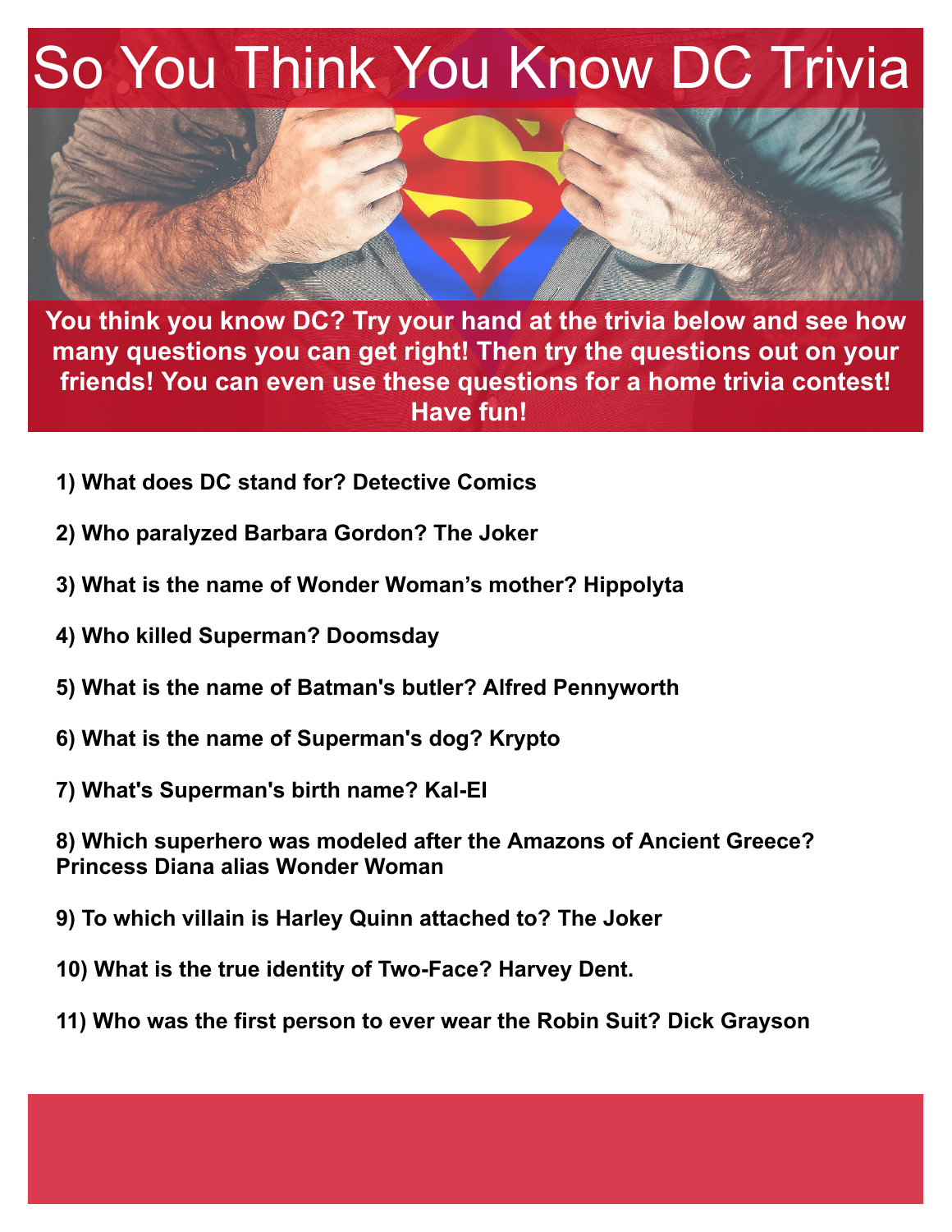# So You Think You Know DC Trivia

**You think you know DC? Try your hand at the trivia below and see how many questions you can get right! Then try the questions out on your friends! You can even use these questions for a home trivia contest! Have fun!**

**1) What does DC stand for? Detective Comics**

**2) Who paralyzed Barbara Gordon? The Joker**

**3) What is the name of Wonder Woman's mother? Hippolyta**

**4) Who killed Superman? Doomsday**

**5) What is the name of Batman's butler? Alfred Pennyworth**

**6) What is the name of Superman's dog? Krypto**

**7) What's Superman's birth name? Kal-El**

**8) Which superhero was modeled after the Amazons of Ancient Greece? Princess Diana alias Wonder Woman**

**9) To which villain is Harley Quinn attached to? The Joker**

**10) What is the true identity of Two-Face? Harvey Dent.**

**11) Who was the first person to ever wear the Robin Suit? Dick Grayson**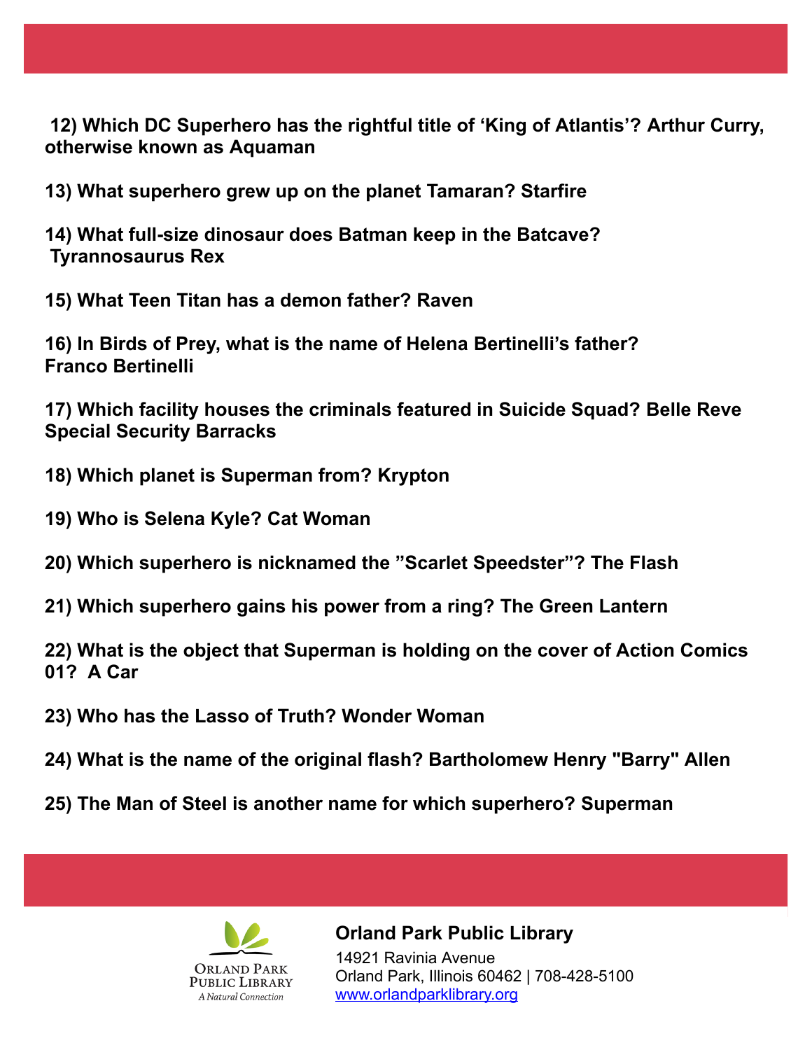**12) Which DC Superhero has the rightful title of 'King of Atlantis'? Arthur Curry, otherwise known as Aquaman**

**13) What superhero grew up on the planet Tamaran? Starfire**

**14) What full-size dinosaur does Batman keep in the Batcave? Tyrannosaurus Rex**

**15) What Teen Titan has a demon father? Raven**

**16) In Birds of Prey, what is the name of Helena Bertinelli's father? Franco Bertinelli**

**17) Which facility houses the criminals featured in Suicide Squad? Belle Reve Special Security Barracks**

**18) Which planet is Superman from? Krypton**

**19) Who is Selena Kyle? Cat Woman**

**20) Which superhero is nicknamed the "Scarlet Speedster"? The Flash**

**21) Which superhero gains his power from a ring? The Green Lantern**

**22) What is the object that Superman is holding on the cover of Action Comics 01? A Car**

**23) Who has the Lasso of Truth? Wonder Woman**

**24) What is the name of the original flash? Bartholomew Henry "Barry" Allen**

**25) The Man of Steel is another name for which superhero? Superman**

ORLAND PARK PUBLIC LIBRARY
*A Natural Connection*

**Orland Park Public Library**
14921 Ravinia Avenue
Orland Park, Illinois 60462 | 708-428-5100
www.orlandparklibrary.org